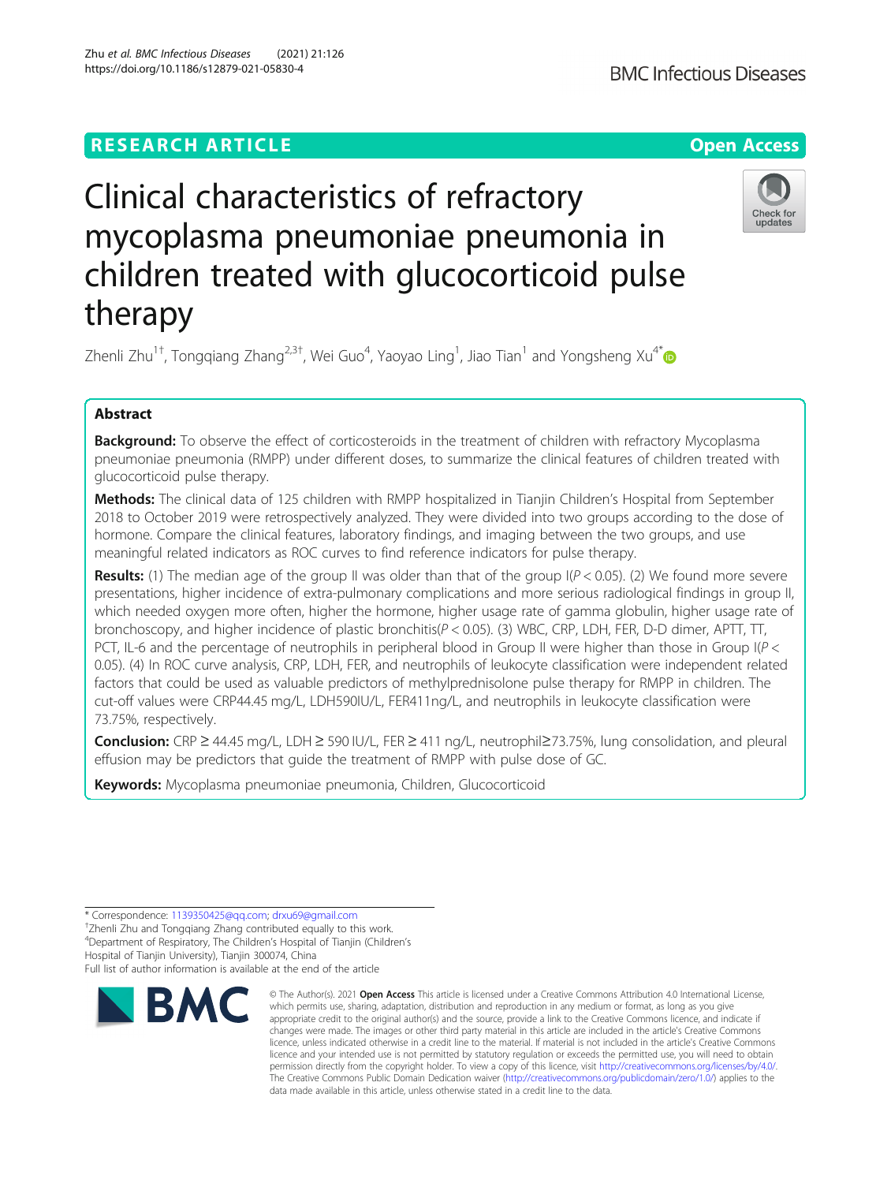RESEARCH ARTICLE

Open Access

# Clinical characteristics of refractory mycoplasma pneumoniae pneumonia in children treated with glucocorticoid pulse therapy

Zhenli Zhu[1†], Tongqiang Zhang[2,3†], Wei Guo[4], Yaoyao Ling[1], Jiao Tian[1] and Yongsheng Xu[4*]

## Abstract

**Background:** To observe the effect of corticosteroids in the treatment of children with refractory Mycoplasma pneumoniae pneumonia (RMPP) under different doses, to summarize the clinical features of children treated with glucocorticoid pulse therapy.

**Methods:** The clinical data of 125 children with RMPP hospitalized in Tianjin Children's Hospital from September 2018 to October 2019 were retrospectively analyzed. They were divided into two groups according to the dose of hormone. Compare the clinical features, laboratory findings, and imaging between the two groups, and use meaningful related indicators as ROC curves to find reference indicators for pulse therapy.

**Results:** (1) The median age of the group II was older than that of the group I($P < 0.05$). (2) We found more severe presentations, higher incidence of extra-pulmonary complications and more serious radiological findings in group II, which needed oxygen more often, higher the hormone, higher usage rate of gamma globulin, higher usage rate of bronchoscopy, and higher incidence of plastic bronchitis($P < 0.05$). (3) WBC, CRP, LDH, FER, D-D dimer, APTT, TT, PCT, IL-6 and the percentage of neutrophils in peripheral blood in Group II were higher than those in Group I($P < 0.05$). (4) In ROC curve analysis, CRP, LDH, FER, and neutrophils of leukocyte classification were independent related factors that could be used as valuable predictors of methylprednisolone pulse therapy for RMPP in children. The cut-off values were CRP44.45 mg/L, LDH590IU/L, FER411ng/L, and neutrophils in leukocyte classification were 73.75%, respectively.

**Conclusion:** CRP ≥ 44.45 mg/L, LDH ≥ 590 IU/L, FER ≥ 411 ng/L, neutrophil≥73.75%, lung consolidation, and pleural effusion may be predictors that guide the treatment of RMPP with pulse dose of GC.

**Keywords:** Mycoplasma pneumoniae pneumonia, Children, Glucocorticoid

\* Correspondence: 1139350425@qq.com; drxu69@gmail.com
†Zhenli Zhu and Tongqiang Zhang contributed equally to this work.
[4]Department of Respiratory, The Children's Hospital of Tianjin (Children's Hospital of Tianjin University), Tianjin 300074, China
Full list of author information is available at the end of the article

© The Author(s). 2021 **Open Access** This article is licensed under a Creative Commons Attribution 4.0 International License, which permits use, sharing, adaptation, distribution and reproduction in any medium or format, as long as you give appropriate credit to the original author(s) and the source, provide a link to the Creative Commons licence, and indicate if changes were made. The images or other third party material in this article are included in the article's Creative Commons licence, unless indicated otherwise in a credit line to the material. If material is not included in the article's Creative Commons licence and your intended use is not permitted by statutory regulation or exceeds the permitted use, you will need to obtain permission directly from the copyright holder. To view a copy of this licence, visit http://creativecommons.org/licenses/by/4.0/. The Creative Commons Public Domain Dedication waiver (http://creativecommons.org/publicdomain/zero/1.0/) applies to the data made available in this article, unless otherwise stated in a credit line to the data.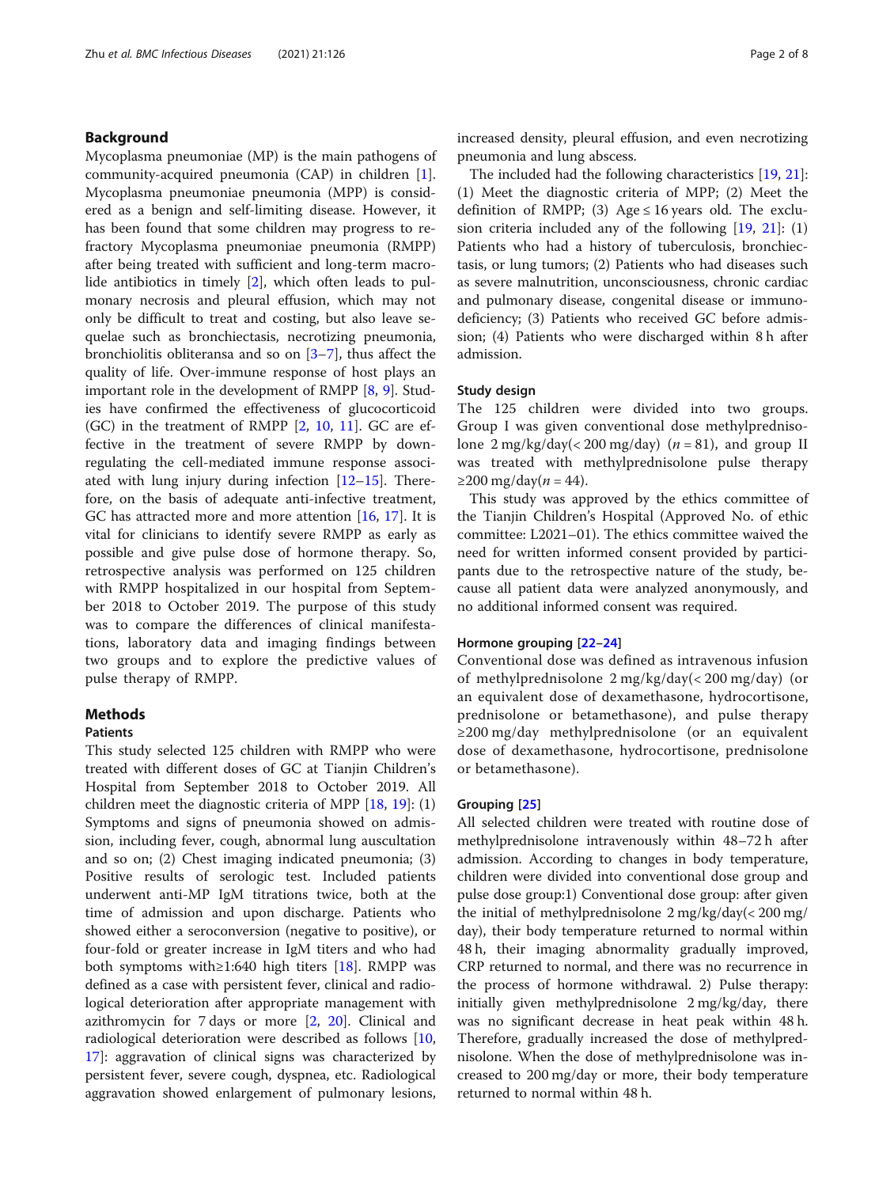## Background

Mycoplasma pneumoniae (MP) is the main pathogens of community-acquired pneumonia (CAP) in children [1]. Mycoplasma pneumoniae pneumonia (MPP) is considered as a benign and self-limiting disease. However, it has been found that some children may progress to refractory Mycoplasma pneumoniae pneumonia (RMPP) after being treated with sufficient and long-term macrolide antibiotics in timely [2], which often leads to pulmonary necrosis and pleural effusion, which may not only be difficult to treat and costing, but also leave sequelae such as bronchiectasis, necrotizing pneumonia, bronchiolitis obliteransa and so on [3–7], thus affect the quality of life. Over-immune response of host plays an important role in the development of RMPP [8, 9]. Studies have confirmed the effectiveness of glucocorticoid (GC) in the treatment of RMPP [2, 10, 11]. GC are effective in the treatment of severe RMPP by down-regulating the cell-mediated immune response associated with lung injury during infection [12–15]. Therefore, on the basis of adequate anti-infective treatment, GC has attracted more and more attention [16, 17]. It is vital for clinicians to identify severe RMPP as early as possible and give pulse dose of hormone therapy. So, retrospective analysis was performed on 125 children with RMPP hospitalized in our hospital from September 2018 to October 2019. The purpose of this study was to compare the differences of clinical manifestations, laboratory data and imaging findings between two groups and to explore the predictive values of pulse therapy of RMPP.

## Methods

### Patients

This study selected 125 children with RMPP who were treated with different doses of GC at Tianjin Children's Hospital from September 2018 to October 2019. All children meet the diagnostic criteria of MPP [18, 19]: (1) Symptoms and signs of pneumonia showed on admission, including fever, cough, abnormal lung auscultation and so on; (2) Chest imaging indicated pneumonia; (3) Positive results of serologic test. Included patients underwent anti-MP IgM titrations twice, both at the time of admission and upon discharge. Patients who showed either a seroconversion (negative to positive), or four-fold or greater increase in IgM titers and who had both symptoms with≥1:640 high titers [18]. RMPP was defined as a case with persistent fever, clinical and radiological deterioration after appropriate management with azithromycin for 7 days or more [2, 20]. Clinical and radiological deterioration were described as follows [10, 17]: aggravation of clinical signs was characterized by persistent fever, severe cough, dyspnea, etc. Radiological aggravation showed enlargement of pulmonary lesions, increased density, pleural effusion, and even necrotizing pneumonia and lung abscess.

The included had the following characteristics [19, 21]: (1) Meet the diagnostic criteria of MPP; (2) Meet the definition of RMPP; (3) Age ≤ 16 years old. The exclusion criteria included any of the following [19, 21]: (1) Patients who had a history of tuberculosis, bronchiectasis, or lung tumors; (2) Patients who had diseases such as severe malnutrition, unconsciousness, chronic cardiac and pulmonary disease, congenital disease or immunodeficiency; (3) Patients who received GC before admission; (4) Patients who were discharged within 8 h after admission.

### Study design

The 125 children were divided into two groups. Group I was given conventional dose methylprednisolone 2 mg/kg/day(< 200 mg/day) ($n = 81$), and group II was treated with methylprednisolone pulse therapy ≥200 mg/day($n = 44$).

This study was approved by the ethics committee of the Tianjin Children's Hospital (Approved No. of ethic committee: L2021–01). The ethics committee waived the need for written informed consent provided by participants due to the retrospective nature of the study, because all patient data were analyzed anonymously, and no additional informed consent was required.

### Hormone grouping [22–24]

Conventional dose was defined as intravenous infusion of methylprednisolone 2 mg/kg/day(< 200 mg/day) (or an equivalent dose of dexamethasone, hydrocortisone, prednisolone or betamethasone), and pulse therapy ≥200 mg/day methylprednisolone (or an equivalent dose of dexamethasone, hydrocortisone, prednisolone or betamethasone).

### Grouping [25]

All selected children were treated with routine dose of methylprednisolone intravenously within 48–72 h after admission. According to changes in body temperature, children were divided into conventional dose group and pulse dose group:1) Conventional dose group: after given the initial of methylprednisolone 2 mg/kg/day(< 200 mg/day), their body temperature returned to normal within 48 h, their imaging abnormality gradually improved, CRP returned to normal, and there was no recurrence in the process of hormone withdrawal. 2) Pulse therapy: initially given methylprednisolone 2 mg/kg/day, there was no significant decrease in heat peak within 48 h. Therefore, gradually increased the dose of methylprednisolone. When the dose of methylprednisolone was increased to 200 mg/day or more, their body temperature returned to normal within 48 h.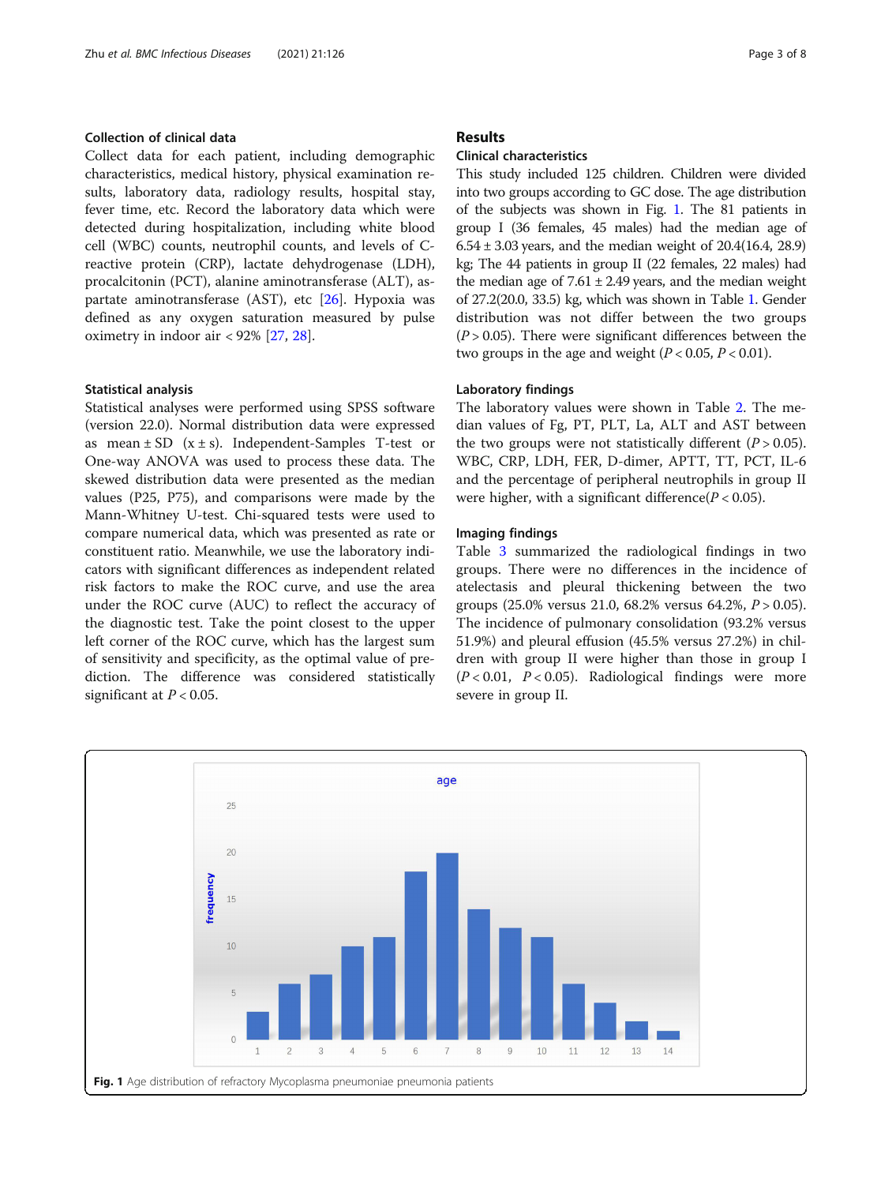### Collection of clinical data

Collect data for each patient, including demographic characteristics, medical history, physical examination results, laboratory data, radiology results, hospital stay, fever time, etc. Record the laboratory data which were detected during hospitalization, including white blood cell (WBC) counts, neutrophil counts, and levels of C-reactive protein (CRP), lactate dehydrogenase (LDH), procalcitonin (PCT), alanine aminotransferase (ALT), aspartate aminotransferase (AST), etc [26]. Hypoxia was defined as any oxygen saturation measured by pulse oximetry in indoor air < 92% [27, 28].

### Statistical analysis

Statistical analyses were performed using SPSS software (version 22.0). Normal distribution data were expressed as mean ± SD (x ± s). Independent-Samples T-test or One-way ANOVA was used to process these data. The skewed distribution data were presented as the median values (P25, P75), and comparisons were made by the Mann-Whitney U-test. Chi-squared tests were used to compare numerical data, which was presented as rate or constituent ratio. Meanwhile, we use the laboratory indicators with significant differences as independent related risk factors to make the ROC curve, and use the area under the ROC curve (AUC) to reflect the accuracy of the diagnostic test. Take the point closest to the upper left corner of the ROC curve, which has the largest sum of sensitivity and specificity, as the optimal value of prediction. The difference was considered statistically significant at $P < 0.05$.

## Results

### Clinical characteristics

This study included 125 children. Children were divided into two groups according to GC dose. The age distribution of the subjects was shown in Fig. 1. The 81 patients in group I (36 females, 45 males) had the median age of 6.54 ± 3.03 years, and the median weight of 20.4(16.4, 28.9) kg; The 44 patients in group II (22 females, 22 males) had the median age of 7.61 ± 2.49 years, and the median weight of 27.2(20.0, 33.5) kg, which was shown in Table 1. Gender distribution was not differ between the two groups ($P > 0.05$). There were significant differences between the two groups in the age and weight ($P < 0.05$, $P < 0.01$).

### Laboratory findings

The laboratory values were shown in Table 2. The median values of Fg, PT, PLT, La, ALT and AST between the two groups were not statistically different ($P > 0.05$). WBC, CRP, LDH, FER, D-dimer, APTT, TT, PCT, IL-6 and the percentage of peripheral neutrophils in group II were higher, with a significant difference($P < 0.05$).

### Imaging findings

Table 3 summarized the radiological findings in two groups. There were no differences in the incidence of atelectasis and pleural thickening between the two groups (25.0% versus 21.0, 68.2% versus 64.2%, $P > 0.05$). The incidence of pulmonary consolidation (93.2% versus 51.9%) and pleural effusion (45.5% versus 27.2%) in children with group II were higher than those in group I ($P < 0.01$, $P < 0.05$). Radiological findings were more severe in group II.

**Fig. 1** Age distribution of refractory Mycoplasma pneumoniae pneumonia patients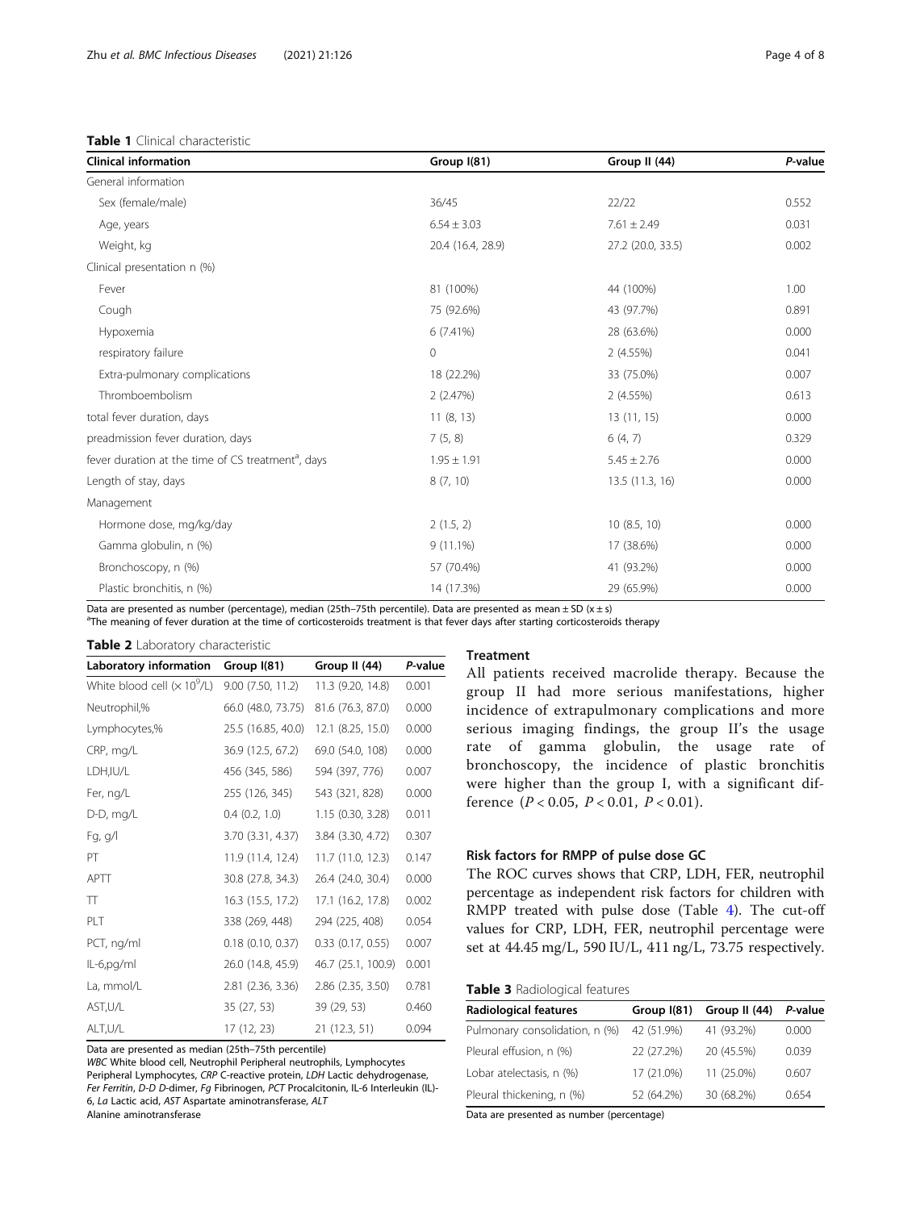**Table 1** Clinical characteristic

| Clinical information | Group I(81) | Group II (44) | *P*-value |
|---|---|---|---|
| General information | | | |
| Sex (female/male) | 36/45 | 22/22 | 0.552 |
| Age, years | 6.54 ± 3.03 | 7.61 ± 2.49 | 0.031 |
| Weight, kg | 20.4 (16.4, 28.9) | 27.2 (20.0, 33.5) | 0.002 |
| Clinical presentation n (%) | | | |
| Fever | 81 (100%) | 44 (100%) | 1.00 |
| Cough | 75 (92.6%) | 43 (97.7%) | 0.891 |
| Hypoxemia | 6 (7.41%) | 28 (63.6%) | 0.000 |
| respiratory failure | 0 | 2 (4.55%) | 0.041 |
| Extra-pulmonary complications | 18 (22.2%) | 33 (75.0%) | 0.007 |
| Thromboembolism | 2 (2.47%) | 2 (4.55%) | 0.613 |
| total fever duration, days | 11 (8, 13) | 13 (11, 15) | 0.000 |
| preadmission fever duration, days | 7 (5, 8) | 6 (4, 7) | 0.329 |
| fever duration at the time of CS treatment[a], days | 1.95 ± 1.91 | 5.45 ± 2.76 | 0.000 |
| Length of stay, days | 8 (7, 10) | 13.5 (11.3, 16) | 0.000 |
| Management | | | |
| Hormone dose, mg/kg/day | 2 (1.5, 2) | 10 (8.5, 10) | 0.000 |
| Gamma globulin, n (%) | 9 (11.1%) | 17 (38.6%) | 0.000 |
| Bronchoscopy, n (%) | 57 (70.4%) | 41 (93.2%) | 0.000 |
| Plastic bronchitis, n (%) | 14 (17.3%) | 29 (65.9%) | 0.000 |

Data are presented as number (percentage), median (25th–75th percentile). Data are presented as mean ± SD ($\bar{x} \pm s$)
[a]The meaning of fever duration at the time of corticosteroids treatment is that fever days after starting corticosteroids therapy

**Table 2** Laboratory characteristic

| Laboratory information | Group I(81) | Group II (44) | *P*-value |
|---|---|---|---|
| White blood cell ($\times 10^9$/L) | 9.00 (7.50, 11.2) | 11.3 (9.20, 14.8) | 0.001 |
| Neutrophil,% | 66.0 (48.0, 73.75) | 81.6 (76.3, 87.0) | 0.000 |
| Lymphocytes,% | 25.5 (16.85, 40.0) | 12.1 (8.25, 15.0) | 0.000 |
| CRP, mg/L | 36.9 (12.5, 67.2) | 69.0 (54.0, 108) | 0.000 |
| LDH,IU/L | 456 (345, 586) | 594 (397, 776) | 0.007 |
| Fer, ng/L | 255 (126, 345) | 543 (321, 828) | 0.000 |
| D-D, mg/L | 0.4 (0.2, 1.0) | 1.15 (0.30, 3.28) | 0.011 |
| Fg, g/l | 3.70 (3.31, 4.37) | 3.84 (3.30, 4.72) | 0.307 |
| PT | 11.9 (11.4, 12.4) | 11.7 (11.0, 12.3) | 0.147 |
| APTT | 30.8 (27.8, 34.3) | 26.4 (24.0, 30.4) | 0.000 |
| TT | 16.3 (15.5, 17.2) | 17.1 (16.2, 17.8) | 0.002 |
| PLT | 338 (269, 448) | 294 (225, 408) | 0.054 |
| PCT, ng/ml | 0.18 (0.10, 0.37) | 0.33 (0.17, 0.55) | 0.007 |
| IL-6,pg/ml | 26.0 (14.8, 45.9) | 46.7 (25.1, 100.9) | 0.001 |
| La, mmol/L | 2.81 (2.36, 3.36) | 2.86 (2.35, 3.50) | 0.781 |
| AST,U/L | 35 (27, 53) | 39 (29, 53) | 0.460 |
| ALT,U/L | 17 (12, 23) | 21 (12.3, 51) | 0.094 |

Data are presented as median (25th–75th percentile)
*WBC* White blood cell, Neutrophil Peripheral neutrophils, Lymphocytes Peripheral Lymphocytes, *CRP* C-reactive protein, *LDH* Lactic dehydrogenase, *Fer* Ferritin, *D-D* D-dimer, *Fg* Fibrinogen, *PCT* Procalcitonin, IL-6 Interleukin (IL)-6, *La* Lactic acid, *AST* Aspartate aminotransferase, *ALT* Alanine aminotransferase

## Treatment

All patients received macrolide therapy. Because the group II had more serious manifestations, higher incidence of extrapulmonary complications and more serious imaging findings, the group II's the usage rate of gamma globulin, the usage rate of bronchoscopy, the incidence of plastic bronchitis were higher than the group I, with a significant difference ($P < 0.05$, $P < 0.01$, $P < 0.01$).

## Risk factors for RMPP of pulse dose GC

The ROC curves shows that CRP, LDH, FER, neutrophil percentage as independent risk factors for children with RMPP treated with pulse dose (Table 4). The cut-off values for CRP, LDH, FER, neutrophil percentage were set at 44.45 mg/L, 590 IU/L, 411 ng/L, 73.75 respectively.

**Table 3** Radiological features

| Radiological features | Group I(81) | Group II (44) | *P*-value |
|---|---|---|---|
| Pulmonary consolidation, n (%) | 42 (51.9%) | 41 (93.2%) | 0.000 |
| Pleural effusion, n (%) | 22 (27.2%) | 20 (45.5%) | 0.039 |
| Lobar atelectasis, n (%) | 17 (21.0%) | 11 (25.0%) | 0.607 |
| Pleural thickening, n (%) | 52 (64.2%) | 30 (68.2%) | 0.654 |

Data are presented as number (percentage)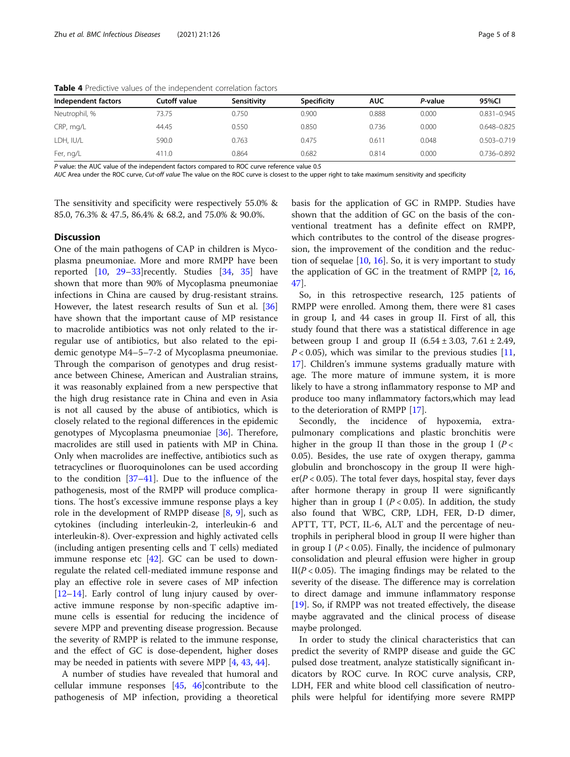**Table 4** Predictive values of the independent correlation factors

| Independent factors | Cutoff value | Sensitivity | Specificity | AUC | *P*-value | 95%CI |
|---|---|---|---|---|---|---|
| Neutrophil, % | 73.75 | 0.750 | 0.900 | 0.888 | 0.000 | 0.831–0.945 |
| CRP, mg/L | 44.45 | 0.550 | 0.850 | 0.736 | 0.000 | 0.648–0.825 |
| LDH, IU/L | 590.0 | 0.763 | 0.475 | 0.611 | 0.048 | 0.503–0.719 |
| Fer, ng/L | 411.0 | 0.864 | 0.682 | 0.814 | 0.000 | 0.736–0.892 |

*P* value: the AUC value of the independent factors compared to ROC curve reference value 0.5
*AUC* Area under the ROC curve, *Cut-off value* The value on the ROC curve is closest to the upper right to take maximum sensitivity and specificity

The sensitivity and specificity were respectively 55.0% & 85.0, 76.3% & 47.5, 86.4% & 68.2, and 75.0% & 90.0%.

## Discussion

One of the main pathogens of CAP in children is Mycoplasma pneumoniae. More and more RMPP have been reported [10, 29–33]recently. Studies [34, 35] have shown that more than 90% of Mycoplasma pneumoniae infections in China are caused by drug-resistant strains. However, the latest research results of Sun et al. [36] have shown that the important cause of MP resistance to macrolide antibiotics was not only related to the irregular use of antibiotics, but also related to the epidemic genotype M4–5–7-2 of Mycoplasma pneumoniae. Through the comparison of genotypes and drug resistance between Chinese, American and Australian strains, it was reasonably explained from a new perspective that the high drug resistance rate in China and even in Asia is not all caused by the abuse of antibiotics, which is closely related to the regional differences in the epidemic genotypes of Mycoplasma pneumoniae [36]. Therefore, macrolides are still used in patients with MP in China. Only when macrolides are ineffective, antibiotics such as tetracyclines or fluoroquinolones can be used according to the condition [37–41]. Due to the influence of the pathogenesis, most of the RMPP will produce complications. The host's excessive immune response plays a key role in the development of RMPP disease [8, 9], such as cytokines (including interleukin-2, interleukin-6 and interleukin-8). Over-expression and highly activated cells (including antigen presenting cells and T cells) mediated immune response etc [42]. GC can be used to down-regulate the related cell-mediated immune response and play an effective role in severe cases of MP infection [12–14]. Early control of lung injury caused by over-active immune response by non-specific adaptive immune cells is essential for reducing the incidence of severe MPP and preventing disease progression. Because the severity of RMPP is related to the immune response, and the effect of GC is dose-dependent, higher doses may be needed in patients with severe MPP [4, 43, 44].

A number of studies have revealed that humoral and cellular immune responses [45, 46]contribute to the pathogenesis of MP infection, providing a theoretical basis for the application of GC in RMPP. Studies have shown that the addition of GC on the basis of the conventional treatment has a definite effect on RMPP, which contributes to the control of the disease progression, the improvement of the condition and the reduction of sequelae [10, 16]. So, it is very important to study the application of GC in the treatment of RMPP [2, 16, 47].

So, in this retrospective research, 125 patients of RMPP were enrolled. Among them, there were 81 cases in group I, and 44 cases in group II. First of all, this study found that there was a statistical difference in age between group I and group II (6.54 ± 3.03, 7.61 ± 2.49, $P < 0.05$), which was similar to the previous studies [11, 17]. Children's immune systems gradually mature with age. The more mature of immune system, it is more likely to have a strong inflammatory response to MP and produce too many inflammatory factors,which may lead to the deterioration of RMPP [17].

Secondly, the incidence of hypoxemia, extra-pulmonary complications and plastic bronchitis were higher in the group II than those in the group I ($P < 0.05$). Besides, the use rate of oxygen therapy, gamma globulin and bronchoscopy in the group II were higher($P < 0.05$). The total fever days, hospital stay, fever days after hormone therapy in group II were significantly higher than in group I ($P < 0.05$). In addition, the study also found that WBC, CRP, LDH, FER, D-D dimer, APTT, TT, PCT, IL-6, ALT and the percentage of neutrophils in peripheral blood in group II were higher than in group I ($P < 0.05$). Finally, the incidence of pulmonary consolidation and pleural effusion were higher in group II($P < 0.05$). The imaging findings may be related to the severity of the disease. The difference may is correlation to direct damage and immune inflammatory response [19]. So, if RMPP was not treated effectively, the disease maybe aggravated and the clinical process of disease maybe prolonged.

In order to study the clinical characteristics that can predict the severity of RMPP disease and guide the GC pulsed dose treatment, analyze statistically significant indicators by ROC curve. In ROC curve analysis, CRP, LDH, FER and white blood cell classification of neutrophils were helpful for identifying more severe RMPP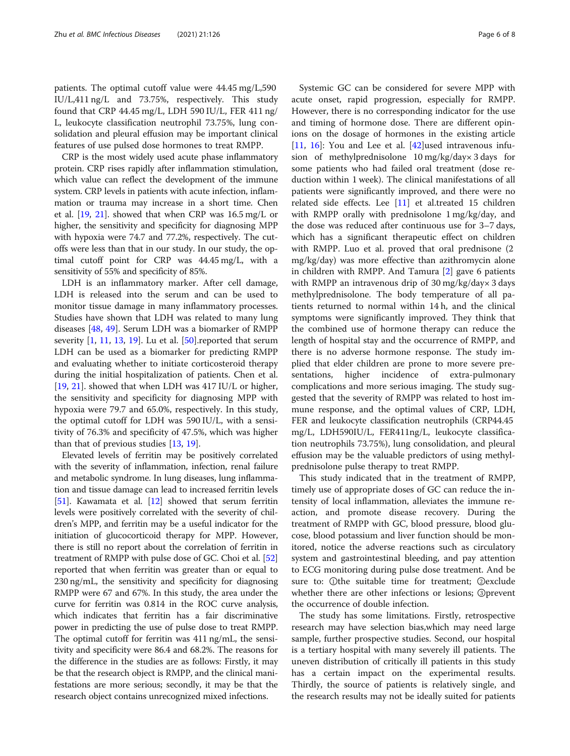patients. The optimal cutoff value were 44.45 mg/L,590 IU/L,411 ng/L and 73.75%, respectively. This study found that CRP 44.45 mg/L, LDH 590 IU/L, FER 411 ng/L, leukocyte classification neutrophil 73.75%, lung consolidation and pleural effusion may be important clinical features of use pulsed dose hormones to treat RMPP.

CRP is the most widely used acute phase inflammatory protein. CRP rises rapidly after inflammation stimulation, which value can reflect the development of the immune system. CRP levels in patients with acute infection, inflammation or trauma may increase in a short time. Chen et al. [19, 21]. showed that when CRP was 16.5 mg/L or higher, the sensitivity and specificity for diagnosing MPP with hypoxia were 74.7 and 77.2%, respectively. The cutoffs were less than that in our study. In our study, the optimal cutoff point for CRP was 44.45 mg/L, with a sensitivity of 55% and specificity of 85%.

LDH is an inflammatory marker. After cell damage, LDH is released into the serum and can be used to monitor tissue damage in many inflammatory processes. Studies have shown that LDH was related to many lung diseases [48, 49]. Serum LDH was a biomarker of RMPP severity [1, 11, 13, 19]. Lu et al. [50].reported that serum LDH can be used as a biomarker for predicting RMPP and evaluating whether to initiate corticosteroid therapy during the initial hospitalization of patients. Chen et al. [19, 21]. showed that when LDH was 417 IU/L or higher, the sensitivity and specificity for diagnosing MPP with hypoxia were 79.7 and 65.0%, respectively. In this study, the optimal cutoff for LDH was 590 IU/L, with a sensitivity of 76.3% and specificity of 47.5%, which was higher than that of previous studies [13, 19].

Elevated levels of ferritin may be positively correlated with the severity of inflammation, infection, renal failure and metabolic syndrome. In lung diseases, lung inflammation and tissue damage can lead to increased ferritin levels [51]. Kawamata et al. [12] showed that serum ferritin levels were positively correlated with the severity of children's MPP, and ferritin may be a useful indicator for the initiation of glucocorticoid therapy for MPP. However, there is still no report about the correlation of ferritin in treatment of RMPP with pulse dose of GC. Choi et al. [52] reported that when ferritin was greater than or equal to 230 ng/mL, the sensitivity and specificity for diagnosing RMPP were 67 and 67%. In this study, the area under the curve for ferritin was 0.814 in the ROC curve analysis, which indicates that ferritin has a fair discriminative power in predicting the use of pulse dose to treat RMPP. The optimal cutoff for ferritin was 411 ng/mL, the sensitivity and specificity were 86.4 and 68.2%. The reasons for the difference in the studies are as follows: Firstly, it may be that the research object is RMPP, and the clinical manifestations are more serious; secondly, it may be that the research object contains unrecognized mixed infections.

Systemic GC can be considered for severe MPP with acute onset, rapid progression, especially for RMPP. However, there is no corresponding indicator for the use and timing of hormone dose. There are different opinions on the dosage of hormones in the existing article [11, 16]: You and Lee et al. [42]used intravenous infusion of methylprednisolone 10 mg/kg/day× 3 days for some patients who had failed oral treatment (dose reduction within 1 week). The clinical manifestations of all patients were significantly improved, and there were no related side effects. Lee [11] et al.treated 15 children with RMPP orally with prednisolone 1 mg/kg/day, and the dose was reduced after continuous use for 3–7 days, which has a significant therapeutic effect on children with RMPP. Luo et al. proved that oral prednisone (2 mg/kg/day) was more effective than azithromycin alone in children with RMPP. And Tamura [2] gave 6 patients with RMPP an intravenous drip of 30 mg/kg/day× 3 days methylprednisolone. The body temperature of all patients returned to normal within 14 h, and the clinical symptoms were significantly improved. They think that the combined use of hormone therapy can reduce the length of hospital stay and the occurrence of RMPP, and there is no adverse hormone response. The study implied that elder children are prone to more severe presentations, higher incidence of extra-pulmonary complications and more serious imaging. The study suggested that the severity of RMPP was related to host immune response, and the optimal values of CRP, LDH, FER and leukocyte classification neutrophils (CRP44.45 mg/L, LDH590IU/L, FER411ng/L, leukocyte classification neutrophils 73.75%), lung consolidation, and pleural effusion may be the valuable predictors of using methylprednisolone pulse therapy to treat RMPP.

This study indicated that in the treatment of RMPP, timely use of appropriate doses of GC can reduce the intensity of local inflammation, alleviates the immune reaction, and promote disease recovery. During the treatment of RMPP with GC, blood pressure, blood glucose, blood potassium and liver function should be monitored, notice the adverse reactions such as circulatory system and gastrointestinal bleeding, and pay attention to ECG monitoring during pulse dose treatment. And be sure to: ①the suitable time for treatment; ②exclude whether there are other infections or lesions; ③prevent the occurrence of double infection.

The study has some limitations. Firstly, retrospective research may have selection bias,which may need large sample, further prospective studies. Second, our hospital is a tertiary hospital with many severely ill patients. The uneven distribution of critically ill patients in this study has a certain impact on the experimental results. Thirdly, the source of patients is relatively single, and the research results may not be ideally suited for patients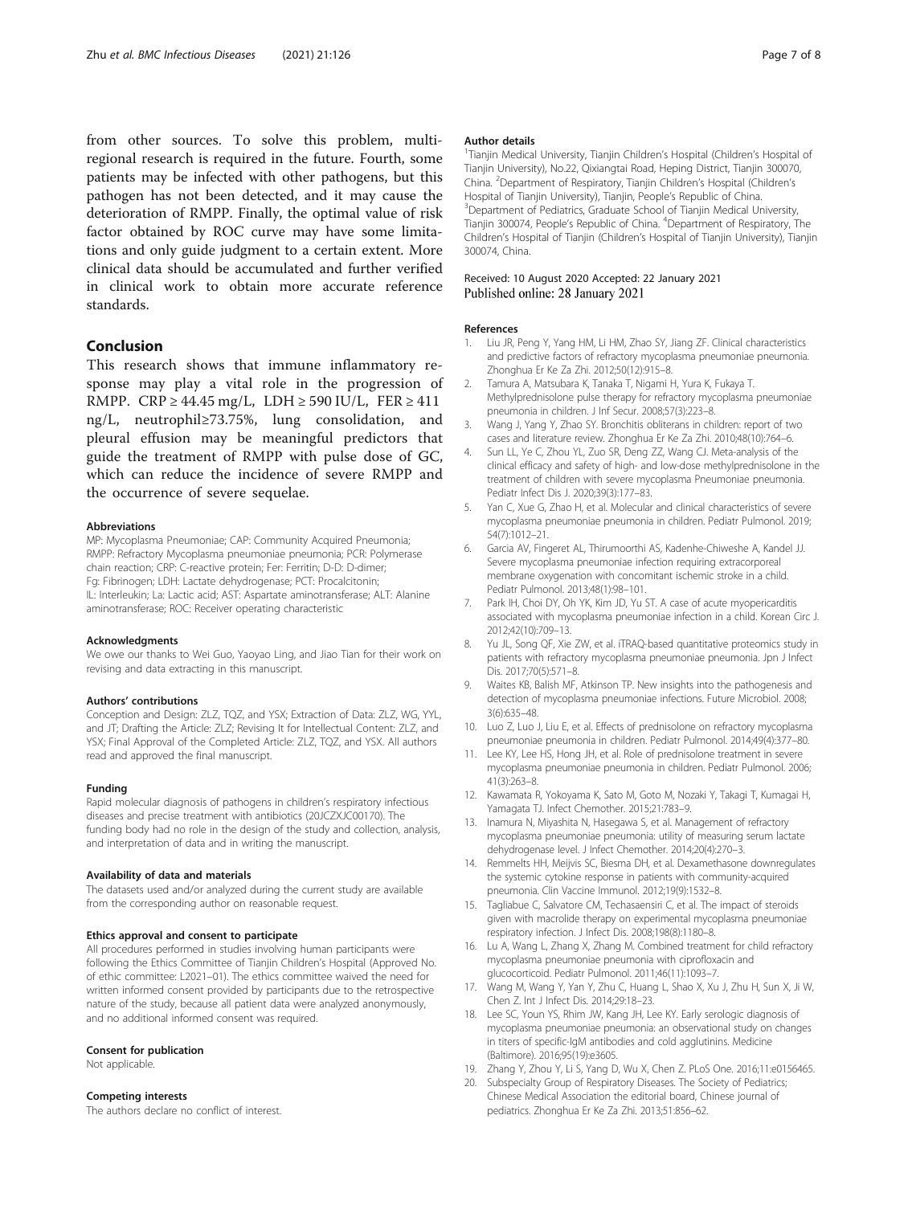from other sources. To solve this problem, multi-regional research is required in the future. Fourth, some patients may be infected with other pathogens, but this pathogen has not been detected, and it may cause the deterioration of RMPP. Finally, the optimal value of risk factor obtained by ROC curve may have some limitations and only guide judgment to a certain extent. More clinical data should be accumulated and further verified in clinical work to obtain more accurate reference standards.

## Conclusion

This research shows that immune inflammatory response may play a vital role in the progression of RMPP. CRP ≥ 44.45 mg/L, LDH ≥ 590 IU/L, FER ≥ 411 ng/L, neutrophil≥73.75%, lung consolidation, and pleural effusion may be meaningful predictors that guide the treatment of RMPP with pulse dose of GC, which can reduce the incidence of severe RMPP and the occurrence of severe sequelae.

#### Abbreviations

MP: Mycoplasma Pneumoniae; CAP: Community Acquired Pneumonia; RMPP: Refractory Mycoplasma pneumoniae pneumonia; PCR: Polymerase chain reaction; CRP: C-reactive protein; Fer: Ferritin; D-D: D-dimer; Fg: Fibrinogen; LDH: Lactate dehydrogenase; PCT: Procalcitonin; IL: Interleukin; La: Lactic acid; AST: Aspartate aminotransferase; ALT: Alanine aminotransferase; ROC: Receiver operating characteristic

#### Acknowledgments

We owe our thanks to Wei Guo, Yaoyao Ling, and Jiao Tian for their work on revising and data extracting in this manuscript.

#### Authors' contributions

Conception and Design: ZLZ, TQZ, and YSX; Extraction of Data: ZLZ, WG, YYL, and JT; Drafting the Article: ZLZ; Revising It for Intellectual Content: ZLZ, and YSX; Final Approval of the Completed Article: ZLZ, TQZ, and YSX. All authors read and approved the final manuscript.

#### Funding

Rapid molecular diagnosis of pathogens in children's respiratory infectious diseases and precise treatment with antibiotics (20JCZXJC00170). The funding body had no role in the design of the study and collection, analysis, and interpretation of data and in writing the manuscript.

#### Availability of data and materials

The datasets used and/or analyzed during the current study are available from the corresponding author on reasonable request.

#### Ethics approval and consent to participate

All procedures performed in studies involving human participants were following the Ethics Committee of Tianjin Children's Hospital (Approved No. of ethic committee: L2021–01). The ethics committee waived the need for written informed consent provided by participants due to the retrospective nature of the study, because all patient data were analyzed anonymously, and no additional informed consent was required.

#### Consent for publication

Not applicable.

#### Competing interests

The authors declare no conflict of interest.

#### Author details

[1]Tianjin Medical University, Tianjin Children's Hospital (Children's Hospital of Tianjin University), No.22, Qixiangtai Road, Heping District, Tianjin 300070, China. [2]Department of Respiratory, Tianjin Children's Hospital (Children's Hospital of Tianjin University), Tianjin, People's Republic of China. [3]Department of Pediatrics, Graduate School of Tianjin Medical University, Tianjin 300074, People's Republic of China. [4]Department of Respiratory, The Children's Hospital of Tianjin (Children's Hospital of Tianjin University), Tianjin 300074, China.

Received: 10 August 2020 Accepted: 22 January 2021
Published online: 28 January 2021

#### References

1. Liu JR, Peng Y, Yang HM, Li HM, Zhao SY, Jiang ZF. Clinical characteristics and predictive factors of refractory mycoplasma pneumoniae pneumonia. Zhonghua Er Ke Za Zhi. 2012;50(12):915–8.
2. Tamura A, Matsubara K, Tanaka T, Nigami H, Yura K, Fukaya T. Methylprednisolone pulse therapy for refractory mycoplasma pneumoniae pneumonia in children. J Inf Secur. 2008;57(3):223–8.
3. Wang J, Yang Y, Zhao SY. Bronchitis obliterans in children: report of two cases and literature review. Zhonghua Er Ke Za Zhi. 2010;48(10):764–6.
4. Sun LL, Ye C, Zhou YL, Zuo SR, Deng ZZ, Wang CJ. Meta-analysis of the clinical efficacy and safety of high- and low-dose methylprednisolone in the treatment of children with severe mycoplasma Pneumoniae pneumonia. Pediatr Infect Dis J. 2020;39(3):177–83.
5. Yan C, Xue G, Zhao H, et al. Molecular and clinical characteristics of severe mycoplasma pneumoniae pneumonia in children. Pediatr Pulmonol. 2019; 54(7):1012–21.
6. Garcia AV, Fingeret AL, Thirumoorthi AS, Kadenhe-Chiweshe A, Kandel JJ. Severe mycoplasma pneumoniae infection requiring extracorporeal membrane oxygenation with concomitant ischemic stroke in a child. Pediatr Pulmonol. 2013;48(1):98–101.
7. Park IH, Choi DY, Oh YK, Kim JD, Yu ST. A case of acute myopericarditis associated with mycoplasma pneumoniae infection in a child. Korean Circ J. 2012;42(10):709–13.
8. Yu JL, Song QF, Xie ZW, et al. iTRAQ-based quantitative proteomics study in patients with refractory mycoplasma pneumoniae pneumonia. Jpn J Infect Dis. 2017;70(5):571–8.
9. Waites KB, Balish MF, Atkinson TP. New insights into the pathogenesis and detection of mycoplasma pneumoniae infections. Future Microbiol. 2008; 3(6):635–48.
10. Luo Z, Luo J, Liu E, et al. Effects of prednisolone on refractory mycoplasma pneumoniae pneumonia in children. Pediatr Pulmonol. 2014;49(4):377–80.
11. Lee KY, Lee HS, Hong JH, et al. Role of prednisolone treatment in severe mycoplasma pneumoniae pneumonia in children. Pediatr Pulmonol. 2006; 41(3):263–8.
12. Kawamata R, Yokoyama K, Sato M, Goto M, Nozaki Y, Takagi T, Kumagai H, Yamagata TJ. Infect Chemother. 2015;21:783–9.
13. Inamura N, Miyashita N, Hasegawa S, et al. Management of refractory mycoplasma pneumoniae pneumonia: utility of measuring serum lactate dehydrogenase level. J Infect Chemother. 2014;20(4):270–3.
14. Remmelts HH, Meijvis SC, Biesma DH, et al. Dexamethasone downregulates the systemic cytokine response in patients with community-acquired pneumonia. Clin Vaccine Immunol. 2012;19(9):1532–8.
15. Tagliabue C, Salvatore CM, Techasaensiri C, et al. The impact of steroids given with macrolide therapy on experimental mycoplasma pneumoniae respiratory infection. J Infect Dis. 2008;198(8):1180–8.
16. Lu A, Wang L, Zhang X, Zhang M. Combined treatment for child refractory mycoplasma pneumoniae pneumonia with ciprofloxacin and glucocorticoid. Pediatr Pulmonol. 2011;46(11):1093–7.
17. Wang M, Wang Y, Yan Y, Zhu C, Huang L, Shao X, Xu J, Zhu H, Sun X, Ji W, Chen Z. Int J Infect Dis. 2014;29:18–23.
18. Lee SC, Youn YS, Rhim JW, Kang JH, Lee KY. Early serologic diagnosis of mycoplasma pneumoniae pneumonia: an observational study on changes in titers of specific-IgM antibodies and cold agglutinins. Medicine (Baltimore). 2016;95(19):e3605.
19. Zhang Y, Zhou Y, Li S, Yang D, Wu X, Chen Z. PLoS One. 2016;11:e0156465.
20. Subspecialty Group of Respiratory Diseases. The Society of Pediatrics; Chinese Medical Association the editorial board, Chinese journal of pediatrics. Zhonghua Er Ke Za Zhi. 2013;51:856–62.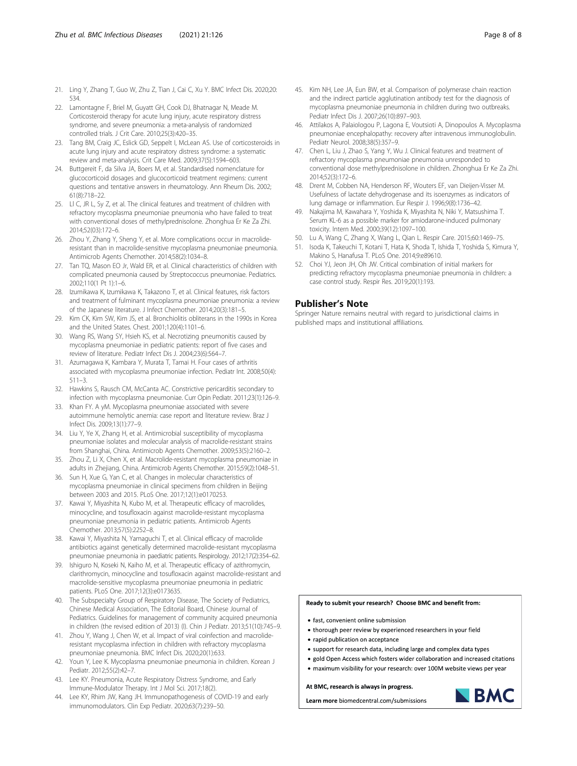21. Ling Y, Zhang T, Guo W, Zhu Z, Tian J, Cai C, Xu Y. BMC Infect Dis. 2020;20:534.
22. Lamontagne F, Briel M, Guyatt GH, Cook DJ, Bhatnagar N, Meade M. Corticosteroid therapy for acute lung injury, acute respiratory distress syndrome, and severe pneumonia: a meta-analysis of randomized controlled trials. J Crit Care. 2010;25(3):420–35.
23. Tang BM, Craig JC, Eslick GD, Seppelt I, McLean AS. Use of corticosteroids in acute lung injury and acute respiratory distress syndrome: a systematic review and meta-analysis. Crit Care Med. 2009;37(5):1594–603.
24. Buttgereit F, da Silva JA, Boers M, et al. Standardised nomenclature for glucocorticoid dosages and glucocorticoid treatment regimens: current questions and tentative answers in rheumatology. Ann Rheum Dis. 2002;61(8):718–22.
25. LI C, JR L, Sy Z, et al. The clinical features and treatment of children with refractory mycoplasma pneumoniae pneumonia who have failed to treat with conventional doses of methylprednisolone. Zhonghua Er Ke Za Zhi. 2014;52(03):172–6.
26. Zhou Y, Zhang Y, Sheng Y, et al. More complications occur in macrolide-resistant than in macrolide-sensitive mycoplasma pneumoniae pneumonia. Antimicrob Agents Chemother. 2014;58(2):1034–8.
27. Tan TQ, Mason EO Jr, Wald ER, et al. Clinical characteristics of children with complicated pneumonia caused by Streptococcus pneumoniae. Pediatrics. 2002;110(1 Pt 1):1–6.
28. Izumikawa K, Izumikawa K, Takazono T, et al. Clinical features, risk factors and treatment of fulminant mycoplasma pneumoniae pneumonia: a review of the Japanese literature. J Infect Chemother. 2014;20(3):181–5.
29. Kim CK, Kim SW, Kim JS, et al. Bronchiolitis obliterans in the 1990s in Korea and the United States. Chest. 2001;120(4):1101–6.
30. Wang RS, Wang SY, Hsieh KS, et al. Necrotizing pneumonitis caused by mycoplasma pneumoniae in pediatric patients: report of five cases and review of literature. Pediatr Infect Dis J. 2004;23(6):564–7.
31. Azumagawa K, Kambara Y, Murata T, Tamai H. Four cases of arthritis associated with mycoplasma pneumoniae infection. Pediatr Int. 2008;50(4):511–3.
32. Hawkins S, Rausch CM, McCanta AC. Constrictive pericarditis secondary to infection with mycoplasma pneumoniae. Curr Opin Pediatr. 2011;23(1):126–9.
33. Khan FY. A yM. Mycoplasma pneumoniae associated with severe autoimmune hemolytic anemia: case report and literature review. Braz J Infect Dis. 2009;13(1):77–9.
34. Liu Y, Ye X, Zhang H, et al. Antimicrobial susceptibility of mycoplasma pneumoniae isolates and molecular analysis of macrolide-resistant strains from Shanghai, China. Antimicrob Agents Chemother. 2009;53(5):2160–2.
35. Zhou Z, Li X, Chen X, et al. Macrolide-resistant mycoplasma pneumoniae in adults in Zhejiang, China. Antimicrob Agents Chemother. 2015;59(2):1048–51.
36. Sun H, Xue G, Yan C, et al. Changes in molecular characteristics of mycoplasma pneumoniae in clinical specimens from children in Beijing between 2003 and 2015. PLoS One. 2017;12(1):e0170253.
37. Kawai Y, Miyashita N, Kubo M, et al. Therapeutic efficacy of macrolides, minocycline, and tosufloxacin against macrolide-resistant mycoplasma pneumoniae pneumonia in pediatric patients. Antimicrob Agents Chemother. 2013;57(5):2252–8.
38. Kawai Y, Miyashita N, Yamaguchi T, et al. Clinical efficacy of macrolide antibiotics against genetically determined macrolide-resistant mycoplasma pneumoniae pneumonia in paediatric patients. Respirology. 2012;17(2):354–62.
39. Ishiguro N, Koseki N, Kaiho M, et al. Therapeutic efficacy of azithromycin, clarithromycin, minocycline and tosufloxacin against macrolide-resistant and macrolide-sensitive mycoplasma pneumoniae pneumonia in pediatric patients. PLoS One. 2017;12(3):e0173635.
40. The Subspecialty Group of Respiratory Disease, The Society of Pediatrics, Chinese Medical Association, The Editorial Board, Chinese Journal of Pediatrics. Guidelines for management of community acquired pneumonia in children (the revised edition of 2013) (I). Chin J Pediatr. 2013;51(10):745–9.
41. Zhou Y, Wang J, Chen W, et al. Impact of viral coinfection and macrolide-resistant mycoplasma infection in children with refractory mycoplasma pneumoniae pneumonia. BMC Infect Dis. 2020;20(1):633.
42. Youn Y, Lee K. Mycoplasma pneumoniae pneumonia in children. Korean J Pediatr. 2012;55(2):42–7.
43. Lee KY. Pneumonia, Acute Respiratory Distress Syndrome, and Early Immune-Modulator Therapy. Int J Mol Sci. 2017;18(2).
44. Lee KY, Rhim JW, Kang JH. Immunopathogenesis of COVID-19 and early immunomodulators. Clin Exp Pediatr. 2020;63(7):239–50.
45. Kim NH, Lee JA, Eun BW, et al. Comparison of polymerase chain reaction and the indirect particle agglutination antibody test for the diagnosis of mycoplasma pneumoniae pneumonia in children during two outbreaks. Pediatr Infect Dis J. 2007;26(10):897–903.
46. Attilakos A, Palaiologou P, Lagona E, Voutsioti A, Dinopoulos A. Mycoplasma pneumoniae encephalopathy: recovery after intravenous immunoglobulin. Pediatr Neurol. 2008;38(5):357–9.
47. Chen L, Liu J, Zhao S, Yang Y, Wu J. Clinical features and treatment of refractory mycoplasma pneumoniae pneumonia unresponded to conventional dose methylprednisolone in children. Zhonghua Er Ke Za Zhi. 2014;52(3):172–6.
48. Drent M, Cobben NA, Henderson RF, Wouters EF, van Dieijen-Visser M. Usefulness of lactate dehydrogenase and its isoenzymes as indicators of lung damage or inflammation. Eur Respir J. 1996;9(8):1736–42.
49. Nakajima M, Kawahara Y, Yoshida K, Miyashita N, Niki Y, Matsushima T. Serum KL-6 as a possible marker for amiodarone-induced pulmonary toxicity. Intern Med. 2000;39(12):1097–100.
50. Lu A, Wang C, Zhang X, Wang L, Qian L. Respir Care. 2015;60:1469–75.
51. Isoda K, Takeuchi T, Kotani T, Hata K, Shoda T, Ishida T, Yoshida S, Kimura Y, Makino S, Hanafusa T. PLoS One. 2014;9:e89610.
52. Choi YJ, Jeon JH, Oh JW. Critical combination of initial markers for predicting refractory mycoplasma pneumoniae pneumonia in children: a case control study. Respir Res. 2019;20(1):193.

## Publisher's Note

Springer Nature remains neutral with regard to jurisdictional claims in published maps and institutional affiliations.

**Ready to submit your research? Choose BMC and benefit from:**

- fast, convenient online submission
- thorough peer review by experienced researchers in your field
- rapid publication on acceptance
- support for research data, including large and complex data types
- gold Open Access which fosters wider collaboration and increased citations
- maximum visibility for your research: over 100M website views per year

**At BMC, research is always in progress.**

**Learn more** biomedcentral.com/submissions